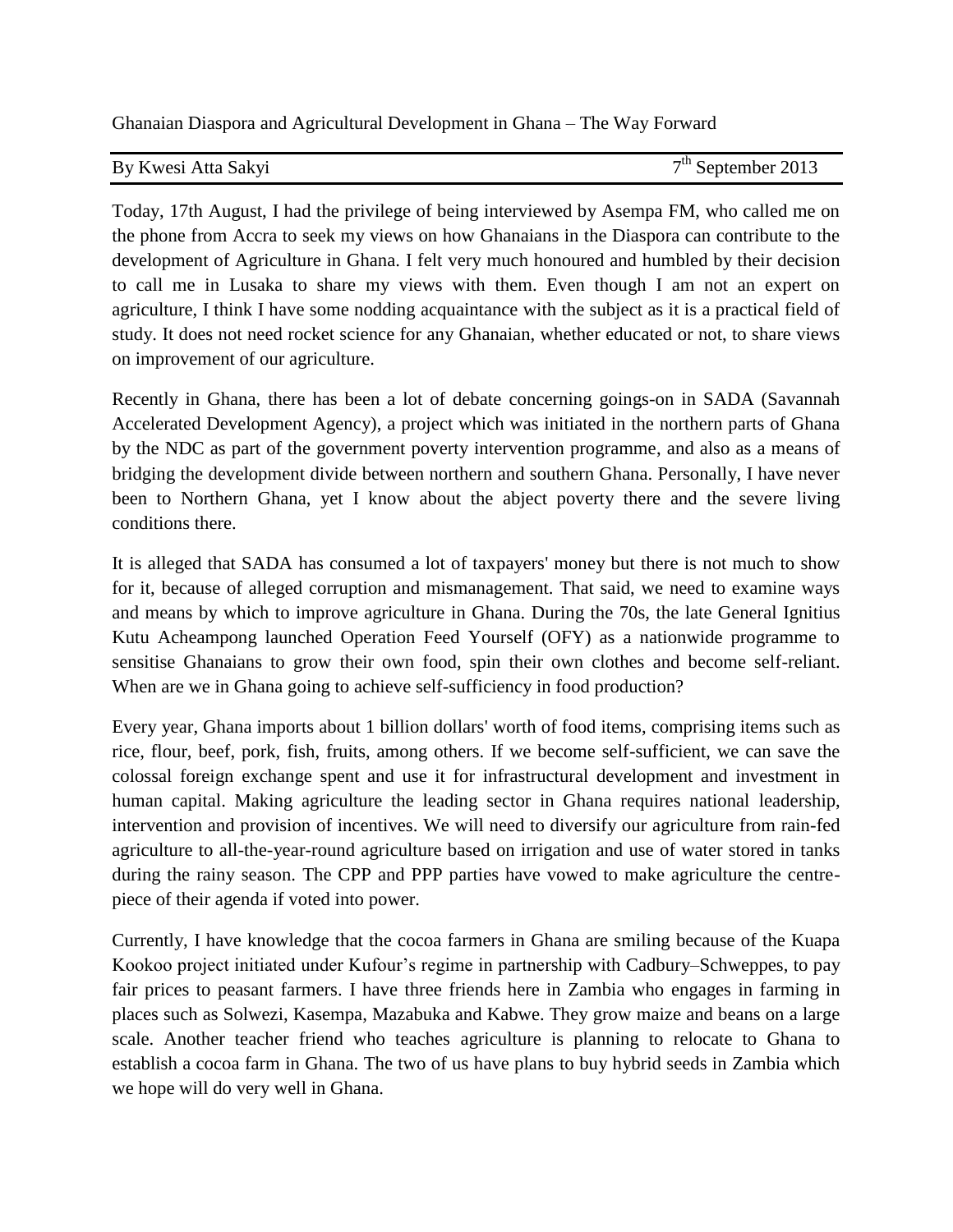Ghanaian Diaspora and Agricultural Development in Ghana – The Way Forward

By Kwesi Atta Sakyi — 7th September 2013

Today, 17th August, I had the privilege of being interviewed by Asempa FM, who called me on the phone from Accra to seek my views on how Ghanaians in the Diaspora can contribute to the development of Agriculture in Ghana. I felt very much honoured and humbled by their decision to call me in Lusaka to share my views with them. Even though I am not an expert on agriculture, I think I have some nodding acquaintance with the subject as it is a practical field of study. It does not need rocket science for any Ghanaian, whether educated or not, to share views on improvement of our agriculture.

Recently in Ghana, there has been a lot of debate concerning goings-on in SADA (Savannah Accelerated Development Agency), a project which was initiated in the northern parts of Ghana by the NDC as part of the government poverty intervention programme, and also as a means of bridging the development divide between northern and southern Ghana. Personally, I have never been to Northern Ghana, yet I know about the abject poverty there and the severe living conditions there.

It is alleged that SADA has consumed a lot of taxpayers' money but there is not much to show for it, because of alleged corruption and mismanagement. That said, we need to examine ways and means by which to improve agriculture in Ghana. During the 70s, the late General Ignitius Kutu Acheampong launched Operation Feed Yourself (OFY) as a nationwide programme to sensitise Ghanaians to grow their own food, spin their own clothes and become self-reliant. When are we in Ghana going to achieve self-sufficiency in food production?

Every year, Ghana imports about 1 billion dollars' worth of food items, comprising items such as rice, flour, beef, pork, fish, fruits, among others. If we become self-sufficient, we can save the colossal foreign exchange spent and use it for infrastructural development and investment in human capital. Making agriculture the leading sector in Ghana requires national leadership, intervention and provision of incentives. We will need to diversify our agriculture from rain-fed agriculture to all-the-year-round agriculture based on irrigation and use of water stored in tanks during the rainy season. The CPP and PPP parties have vowed to make agriculture the centre-piece of their agenda if voted into power.

Currently, I have knowledge that the cocoa farmers in Ghana are smiling because of the Kuapa Kookoo project initiated under Kufour's regime in partnership with Cadbury–Schweppes, to pay fair prices to peasant farmers. I have three friends here in Zambia who engages in farming in places such as Solwezi, Kasempa, Mazabuka and Kabwe. They grow maize and beans on a large scale. Another teacher friend who teaches agriculture is planning to relocate to Ghana to establish a cocoa farm in Ghana. The two of us have plans to buy hybrid seeds in Zambia which we hope will do very well in Ghana.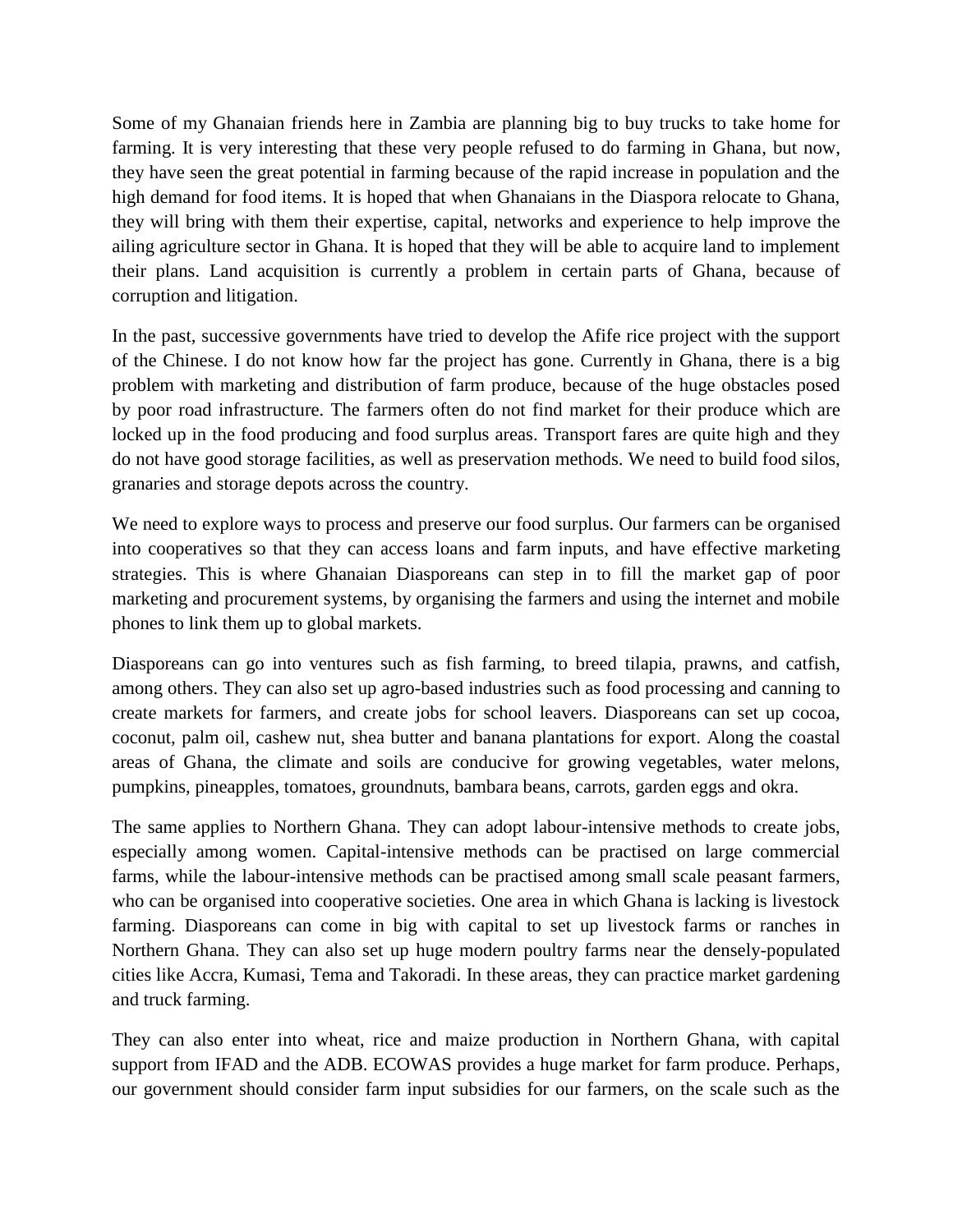Some of my Ghanaian friends here in Zambia are planning big to buy trucks to take home for farming. It is very interesting that these very people refused to do farming in Ghana, but now, they have seen the great potential in farming because of the rapid increase in population and the high demand for food items. It is hoped that when Ghanaians in the Diaspora relocate to Ghana, they will bring with them their expertise, capital, networks and experience to help improve the ailing agriculture sector in Ghana. It is hoped that they will be able to acquire land to implement their plans. Land acquisition is currently a problem in certain parts of Ghana, because of corruption and litigation.

In the past, successive governments have tried to develop the Afife rice project with the support of the Chinese. I do not know how far the project has gone. Currently in Ghana, there is a big problem with marketing and distribution of farm produce, because of the huge obstacles posed by poor road infrastructure. The farmers often do not find market for their produce which are locked up in the food producing and food surplus areas. Transport fares are quite high and they do not have good storage facilities, as well as preservation methods. We need to build food silos, granaries and storage depots across the country.

We need to explore ways to process and preserve our food surplus. Our farmers can be organised into cooperatives so that they can access loans and farm inputs, and have effective marketing strategies. This is where Ghanaian Diasporeans can step in to fill the market gap of poor marketing and procurement systems, by organising the farmers and using the internet and mobile phones to link them up to global markets.

Diasporeans can go into ventures such as fish farming, to breed tilapia, prawns, and catfish, among others. They can also set up agro-based industries such as food processing and canning to create markets for farmers, and create jobs for school leavers. Diasporeans can set up cocoa, coconut, palm oil, cashew nut, shea butter and banana plantations for export. Along the coastal areas of Ghana, the climate and soils are conducive for growing vegetables, water melons, pumpkins, pineapples, tomatoes, groundnuts, bambara beans, carrots, garden eggs and okra.

The same applies to Northern Ghana. They can adopt labour-intensive methods to create jobs, especially among women. Capital-intensive methods can be practised on large commercial farms, while the labour-intensive methods can be practised among small scale peasant farmers, who can be organised into cooperative societies. One area in which Ghana is lacking is livestock farming. Diasporeans can come in big with capital to set up livestock farms or ranches in Northern Ghana. They can also set up huge modern poultry farms near the densely-populated cities like Accra, Kumasi, Tema and Takoradi. In these areas, they can practice market gardening and truck farming.

They can also enter into wheat, rice and maize production in Northern Ghana, with capital support from IFAD and the ADB. ECOWAS provides a huge market for farm produce. Perhaps, our government should consider farm input subsidies for our farmers, on the scale such as the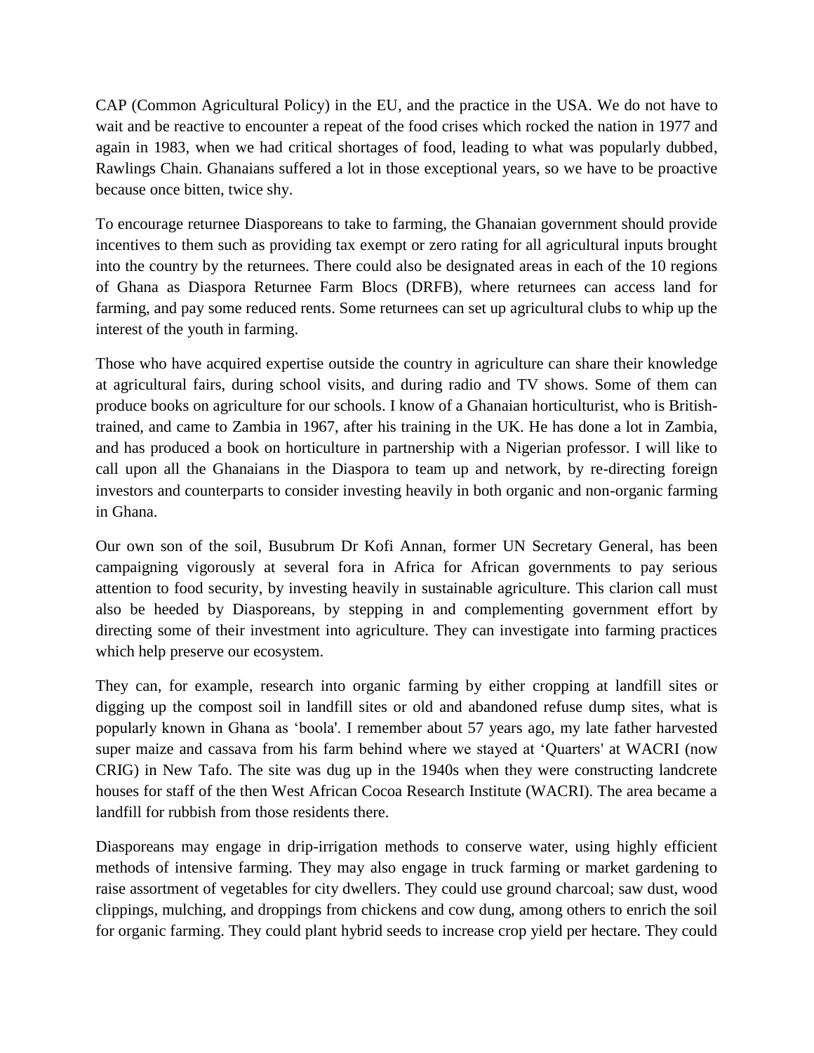CAP (Common Agricultural Policy) in the EU, and the practice in the USA. We do not have to wait and be reactive to encounter a repeat of the food crises which rocked the nation in 1977 and again in 1983, when we had critical shortages of food, leading to what was popularly dubbed, Rawlings Chain. Ghanaians suffered a lot in those exceptional years, so we have to be proactive because once bitten, twice shy.

To encourage returnee Diasporeans to take to farming, the Ghanaian government should provide incentives to them such as providing tax exempt or zero rating for all agricultural inputs brought into the country by the returnees. There could also be designated areas in each of the 10 regions of Ghana as Diaspora Returnee Farm Blocs (DRFB), where returnees can access land for farming, and pay some reduced rents. Some returnees can set up agricultural clubs to whip up the interest of the youth in farming.

Those who have acquired expertise outside the country in agriculture can share their knowledge at agricultural fairs, during school visits, and during radio and TV shows. Some of them can produce books on agriculture for our schools. I know of a Ghanaian horticulturist, who is British-trained, and came to Zambia in 1967, after his training in the UK. He has done a lot in Zambia, and has produced a book on horticulture in partnership with a Nigerian professor. I will like to call upon all the Ghanaians in the Diaspora to team up and network, by re-directing foreign investors and counterparts to consider investing heavily in both organic and non-organic farming in Ghana.

Our own son of the soil, Busubrum Dr Kofi Annan, former UN Secretary General, has been campaigning vigorously at several fora in Africa for African governments to pay serious attention to food security, by investing heavily in sustainable agriculture. This clarion call must also be heeded by Diasporeans, by stepping in and complementing government effort by directing some of their investment into agriculture. They can investigate into farming practices which help preserve our ecosystem.

They can, for example, research into organic farming by either cropping at landfill sites or digging up the compost soil in landfill sites or old and abandoned refuse dump sites, what is popularly known in Ghana as 'boola'. I remember about 57 years ago, my late father harvested super maize and cassava from his farm behind where we stayed at 'Quarters' at WACRI (now CRIG) in New Tafo. The site was dug up in the 1940s when they were constructing landcrete houses for staff of the then West African Cocoa Research Institute (WACRI). The area became a landfill for rubbish from those residents there.

Diasporeans may engage in drip-irrigation methods to conserve water, using highly efficient methods of intensive farming. They may also engage in truck farming or market gardening to raise assortment of vegetables for city dwellers. They could use ground charcoal; saw dust, wood clippings, mulching, and droppings from chickens and cow dung, among others to enrich the soil for organic farming. They could plant hybrid seeds to increase crop yield per hectare. They could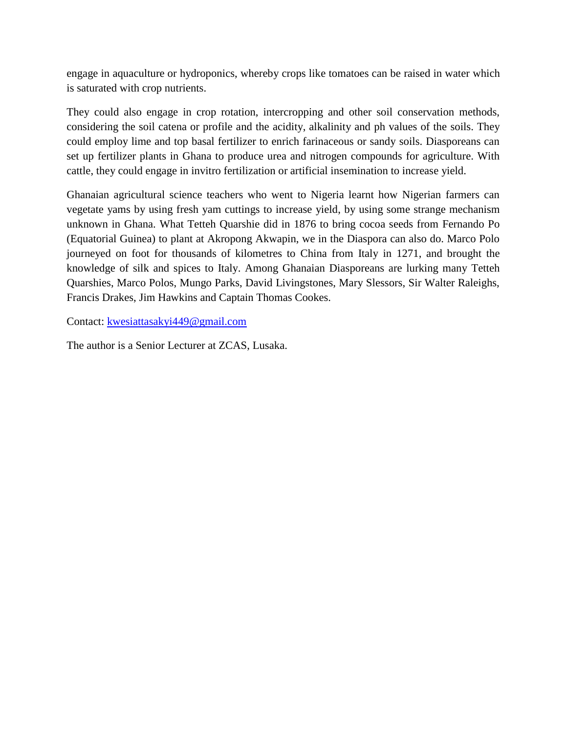engage in aquaculture or hydroponics, whereby crops like tomatoes can be raised in water which is saturated with crop nutrients.

They could also engage in crop rotation, intercropping and other soil conservation methods, considering the soil catena or profile and the acidity, alkalinity and ph values of the soils. They could employ lime and top basal fertilizer to enrich farinaceous or sandy soils. Diasporeans can set up fertilizer plants in Ghana to produce urea and nitrogen compounds for agriculture. With cattle, they could engage in invitro fertilization or artificial insemination to increase yield.

Ghanaian agricultural science teachers who went to Nigeria learnt how Nigerian farmers can vegetate yams by using fresh yam cuttings to increase yield, by using some strange mechanism unknown in Ghana. What Tetteh Quarshie did in 1876 to bring cocoa seeds from Fernando Po (Equatorial Guinea) to plant at Akropong Akwapin, we in the Diaspora can also do. Marco Polo journeyed on foot for thousands of kilometres to China from Italy in 1271, and brought the knowledge of silk and spices to Italy. Among Ghanaian Diasporeans are lurking many Tetteh Quarshies, Marco Polos, Mungo Parks, David Livingstones, Mary Slessors, Sir Walter Raleighs, Francis Drakes, Jim Hawkins and Captain Thomas Cookes.

Contact: kwesiattasakyi449@gmail.com

The author is a Senior Lecturer at ZCAS, Lusaka.